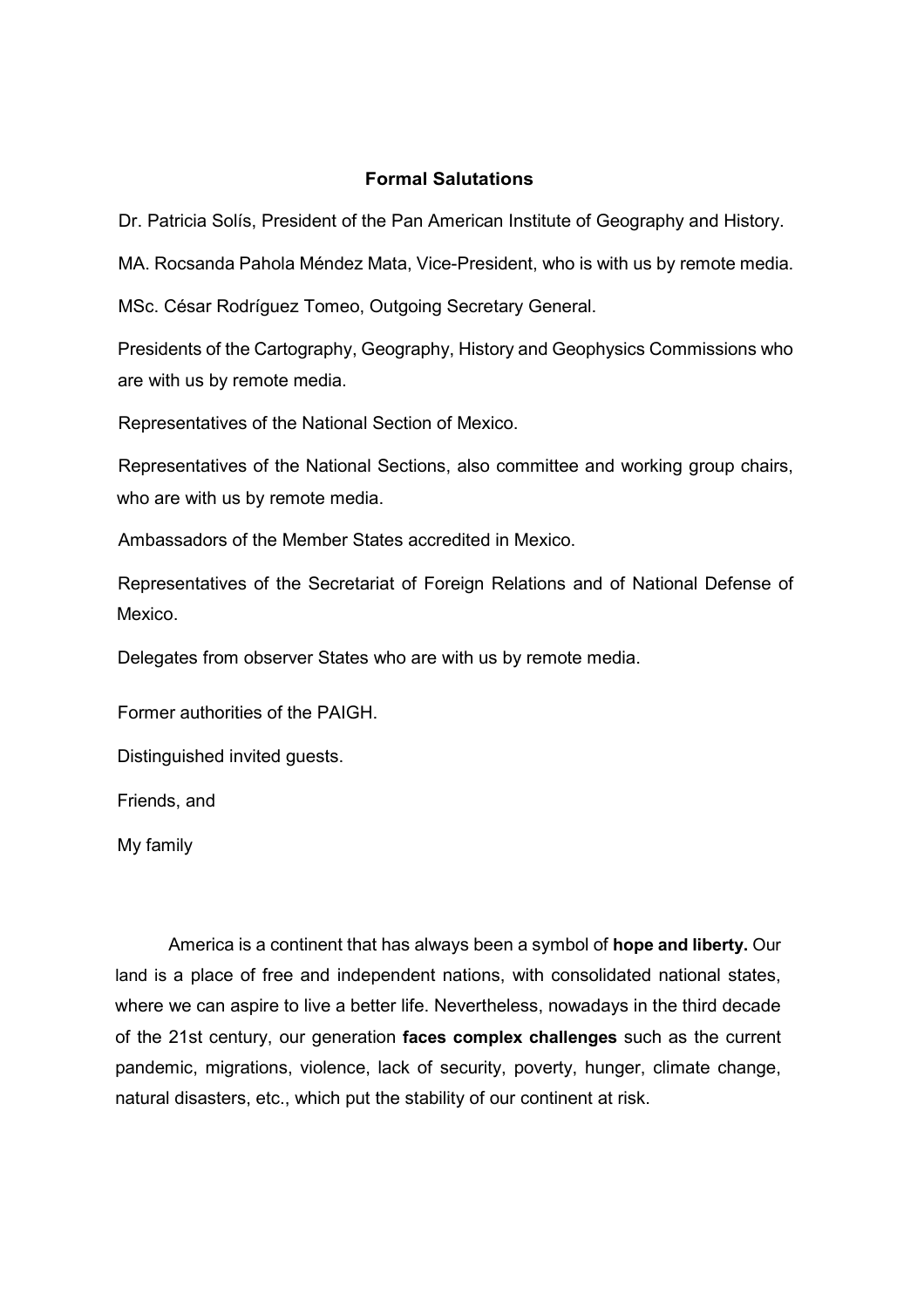**Formal Salutations**

Dr. Patricia Solís, President of the Pan American Institute of Geography and History.

MA. Rocsanda Pahola Méndez Mata, Vice-President, who is with us by remote media.

MSc. César Rodríguez Tomeo, Outgoing Secretary General.

Presidents of the Cartography, Geography, History and Geophysics Commissions who are with us by remote media.

Representatives of the National Section of Mexico.

Representatives of the National Sections, also committee and working group chairs, who are with us by remote media.

Ambassadors of the Member States accredited in Mexico.

Representatives of the Secretariat of Foreign Relations and of National Defense of Mexico.

Delegates from observer States who are with us by remote media.

Former authorities of the PAIGH.

Distinguished invited guests.

Friends, and

My family

America is a continent that has always been a symbol of **hope and liberty.** Our land is a place of free and independent nations, with consolidated national states, where we can aspire to live a better life. Nevertheless, nowadays in the third decade of the 21st century, our generation **faces complex challenges** such as the current pandemic, migrations, violence, lack of security, poverty, hunger, climate change, natural disasters, etc., which put the stability of our continent at risk.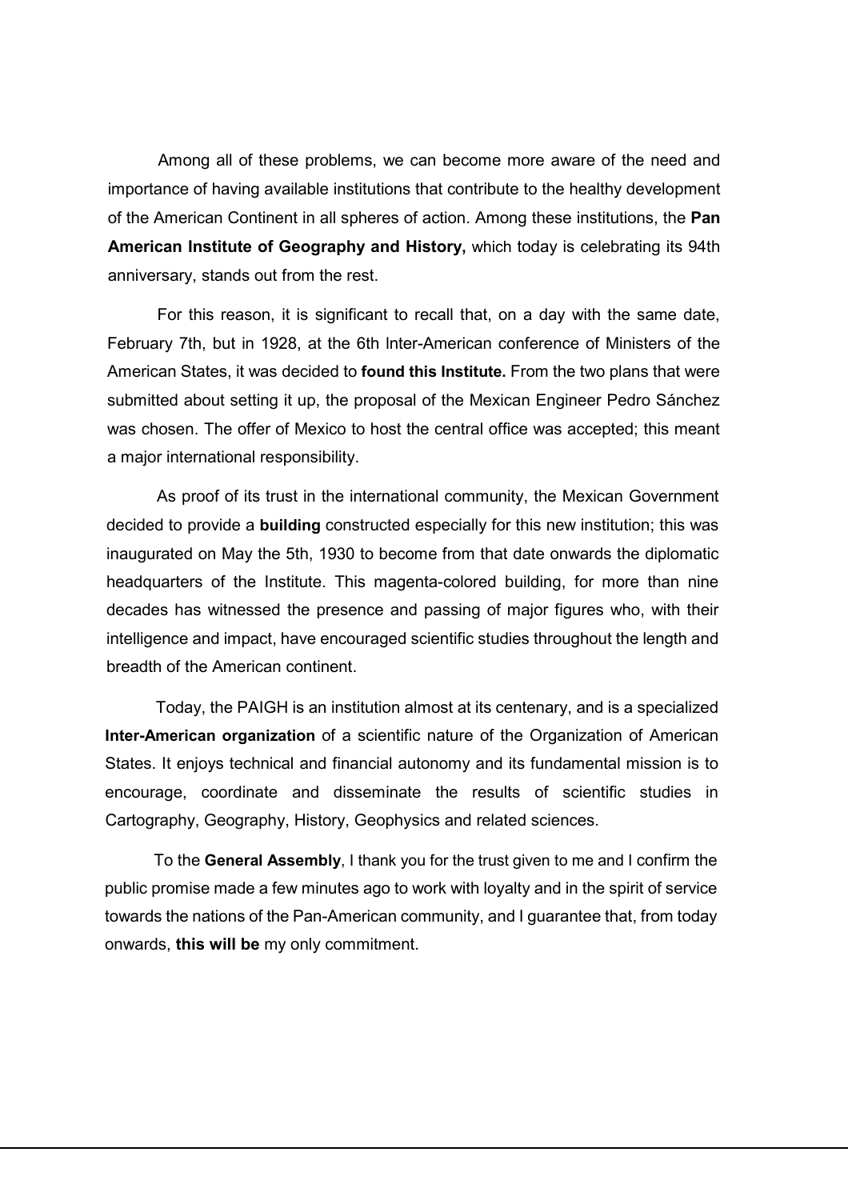Among all of these problems, we can become more aware of the need and importance of having available institutions that contribute to the healthy development of the American Continent in all spheres of action. Among these institutions, the **Pan American Institute of Geography and History,** which today is celebrating its 94th anniversary, stands out from the rest.

For this reason, it is significant to recall that, on a day with the same date, February 7th, but in 1928, at the 6th Inter-American conference of Ministers of the American States, it was decided to **found this Institute.** From the two plans that were submitted about setting it up, the proposal of the Mexican Engineer Pedro Sánchez was chosen. The offer of Mexico to host the central office was accepted; this meant a major international responsibility.

As proof of its trust in the international community, the Mexican Government decided to provide a **building** constructed especially for this new institution; this was inaugurated on May the 5th, 1930 to become from that date onwards the diplomatic headquarters of the Institute. This magenta-colored building, for more than nine decades has witnessed the presence and passing of major figures who, with their intelligence and impact, have encouraged scientific studies throughout the length and breadth of the American continent.

Today, the PAIGH is an institution almost at its centenary, and is a specialized **Inter-American organization** of a scientific nature of the Organization of American States. It enjoys technical and financial autonomy and its fundamental mission is to encourage, coordinate and disseminate the results of scientific studies in Cartography, Geography, History, Geophysics and related sciences.

To the **General Assembly**, I thank you for the trust given to me and I confirm the public promise made a few minutes ago to work with loyalty and in the spirit of service towards the nations of the Pan-American community, and I guarantee that, from today onwards, **this will be** my only commitment.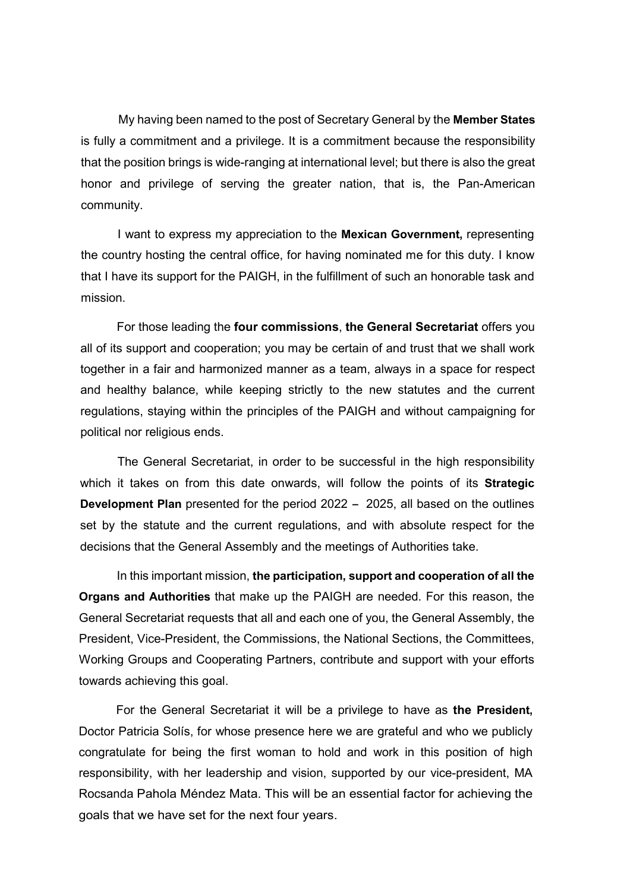My having been named to the post of Secretary General by the **Member States** is fully a commitment and a privilege. It is a commitment because the responsibility that the position brings is wide-ranging at international level; but there is also the great honor and privilege of serving the greater nation, that is, the Pan-American community.

I want to express my appreciation to the **Mexican Government,** representing the country hosting the central office, for having nominated me for this duty. I know that I have its support for the PAIGH, in the fulfillment of such an honorable task and mission.

For those leading the **four commissions**, **the General Secretariat** offers you all of its support and cooperation; you may be certain of and trust that we shall work together in a fair and harmonized manner as a team, always in a space for respect and healthy balance, while keeping strictly to the new statutes and the current regulations, staying within the principles of the PAIGH and without campaigning for political nor religious ends.

The General Secretariat, in order to be successful in the high responsibility which it takes on from this date onwards, will follow the points of its **Strategic Development Plan** presented for the period 2022 – 2025, all based on the outlines set by the statute and the current regulations, and with absolute respect for the decisions that the General Assembly and the meetings of Authorities take.

In this important mission, **the participation, support and cooperation of all the Organs and Authorities** that make up the PAIGH are needed. For this reason, the General Secretariat requests that all and each one of you, the General Assembly, the President, Vice-President, the Commissions, the National Sections, the Committees, Working Groups and Cooperating Partners, contribute and support with your efforts towards achieving this goal.

For the General Secretariat it will be a privilege to have as **the President,** Doctor Patricia Solís, for whose presence here we are grateful and who we publicly congratulate for being the first woman to hold and work in this position of high responsibility, with her leadership and vision, supported by our vice-president, MA Rocsanda Pahola Méndez Mata. This will be an essential factor for achieving the goals that we have set for the next four years.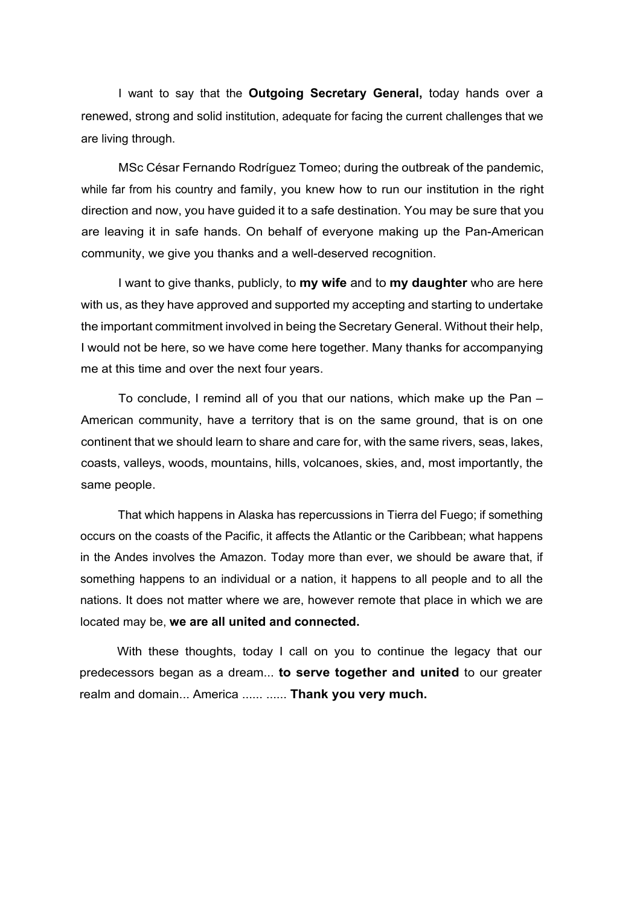I want to say that the **Outgoing Secretary General,** today hands over a renewed, strong and solid institution, adequate for facing the current challenges that we are living through.

MSc César Fernando Rodríguez Tomeo; during the outbreak of the pandemic, while far from his country and family, you knew how to run our institution in the right direction and now, you have guided it to a safe destination. You may be sure that you are leaving it in safe hands. On behalf of everyone making up the Pan-American community, we give you thanks and a well-deserved recognition.

I want to give thanks, publicly, to **my wife** and to **my daughter** who are here with us, as they have approved and supported my accepting and starting to undertake the important commitment involved in being the Secretary General. Without their help, I would not be here, so we have come here together. Many thanks for accompanying me at this time and over the next four years.

To conclude, I remind all of you that our nations, which make up the Pan – American community, have a territory that is on the same ground, that is on one continent that we should learn to share and care for, with the same rivers, seas, lakes, coasts, valleys, woods, mountains, hills, volcanoes, skies, and, most importantly, the same people.

That which happens in Alaska has repercussions in Tierra del Fuego; if something occurs on the coasts of the Pacific, it affects the Atlantic or the Caribbean; what happens in the Andes involves the Amazon. Today more than ever, we should be aware that, if something happens to an individual or a nation, it happens to all people and to all the nations. It does not matter where we are, however remote that place in which we are located may be, **we are all united and connected.**

With these thoughts, today I call on you to continue the legacy that our predecessors began as a dream... **to serve together and united** to our greater realm and domain... America ...... ...... **Thank you very much.**